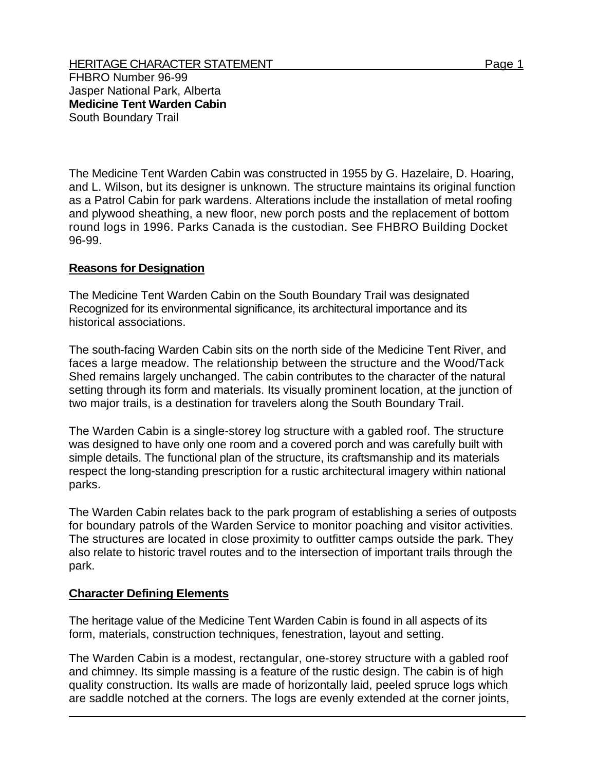HERITAGE CHARACTER STATEMENT

FHBRO Number 96-99
Jasper National Park, Alberta
**Medicine Tent Warden Cabin**
South Boundary Trail

The Medicine Tent Warden Cabin was constructed in 1955 by G. Hazelaire, D. Hoaring, and L. Wilson, but its designer is unknown. The structure maintains its original function as a Patrol Cabin for park wardens. Alterations include the installation of metal roofing and plywood sheathing, a new floor, new porch posts and the replacement of bottom round logs in 1996. Parks Canada is the custodian. See FHBRO Building Docket 96-99.

## Reasons for Designation

The Medicine Tent Warden Cabin on the South Boundary Trail was designated Recognized for its environmental significance, its architectural importance and its historical associations.

The south-facing Warden Cabin sits on the north side of the Medicine Tent River, and faces a large meadow. The relationship between the structure and the Wood/Tack Shed remains largely unchanged. The cabin contributes to the character of the natural setting through its form and materials. Its visually prominent location, at the junction of two major trails, is a destination for travelers along the South Boundary Trail.

The Warden Cabin is a single-storey log structure with a gabled roof. The structure was designed to have only one room and a covered porch and was carefully built with simple details. The functional plan of the structure, its craftsmanship and its materials respect the long-standing prescription for a rustic architectural imagery within national parks.

The Warden Cabin relates back to the park program of establishing a series of outposts for boundary patrols of the Warden Service to monitor poaching and visitor activities. The structures are located in close proximity to outfitter camps outside the park. They also relate to historic travel routes and to the intersection of important trails through the park.

## Character Defining Elements

The heritage value of the Medicine Tent Warden Cabin is found in all aspects of its form, materials, construction techniques, fenestration, layout and setting.

The Warden Cabin is a modest, rectangular, one-storey structure with a gabled roof and chimney. Its simple massing is a feature of the rustic design. The cabin is of high quality construction. Its walls are made of horizontally laid, peeled spruce logs which are saddle notched at the corners. The logs are evenly extended at the corner joints,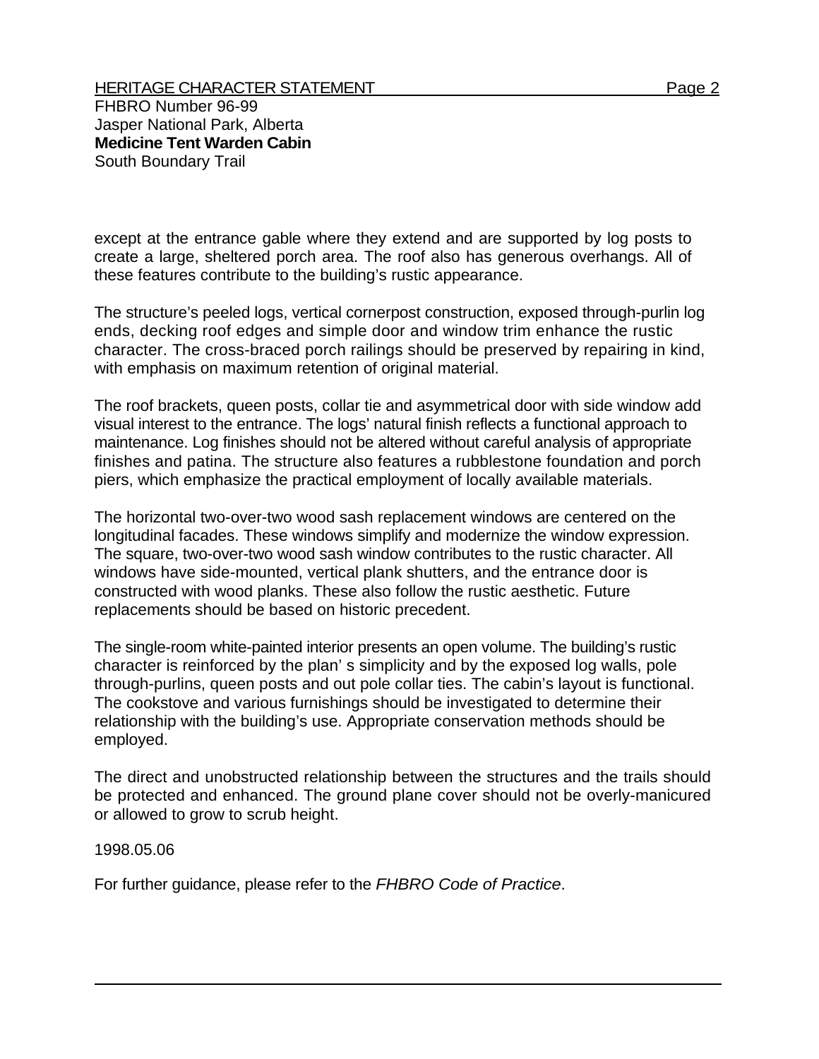except at the entrance gable where they extend and are supported by log posts to create a large, sheltered porch area. The roof also has generous overhangs. All of these features contribute to the building's rustic appearance.

The structure's peeled logs, vertical cornerpost construction, exposed through-purlin log ends, decking roof edges and simple door and window trim enhance the rustic character. The cross-braced porch railings should be preserved by repairing in kind, with emphasis on maximum retention of original material.

The roof brackets, queen posts, collar tie and asymmetrical door with side window add visual interest to the entrance. The logs' natural finish reflects a functional approach to maintenance. Log finishes should not be altered without careful analysis of appropriate finishes and patina. The structure also features a rubblestone foundation and porch piers, which emphasize the practical employment of locally available materials.

The horizontal two-over-two wood sash replacement windows are centered on the longitudinal facades. These windows simplify and modernize the window expression. The square, two-over-two wood sash window contributes to the rustic character. All windows have side-mounted, vertical plank shutters, and the entrance door is constructed with wood planks. These also follow the rustic aesthetic. Future replacements should be based on historic precedent.

The single-room white-painted interior presents an open volume. The building's rustic character is reinforced by the plan' s simplicity and by the exposed log walls, pole through-purlins, queen posts and out pole collar ties. The cabin's layout is functional. The cookstove and various furnishings should be investigated to determine their relationship with the building's use. Appropriate conservation methods should be employed.

The direct and unobstructed relationship between the structures and the trails should be protected and enhanced. The ground plane cover should not be overly-manicured or allowed to grow to scrub height.

1998.05.06

For further guidance, please refer to the *FHBRO Code of Practice*.